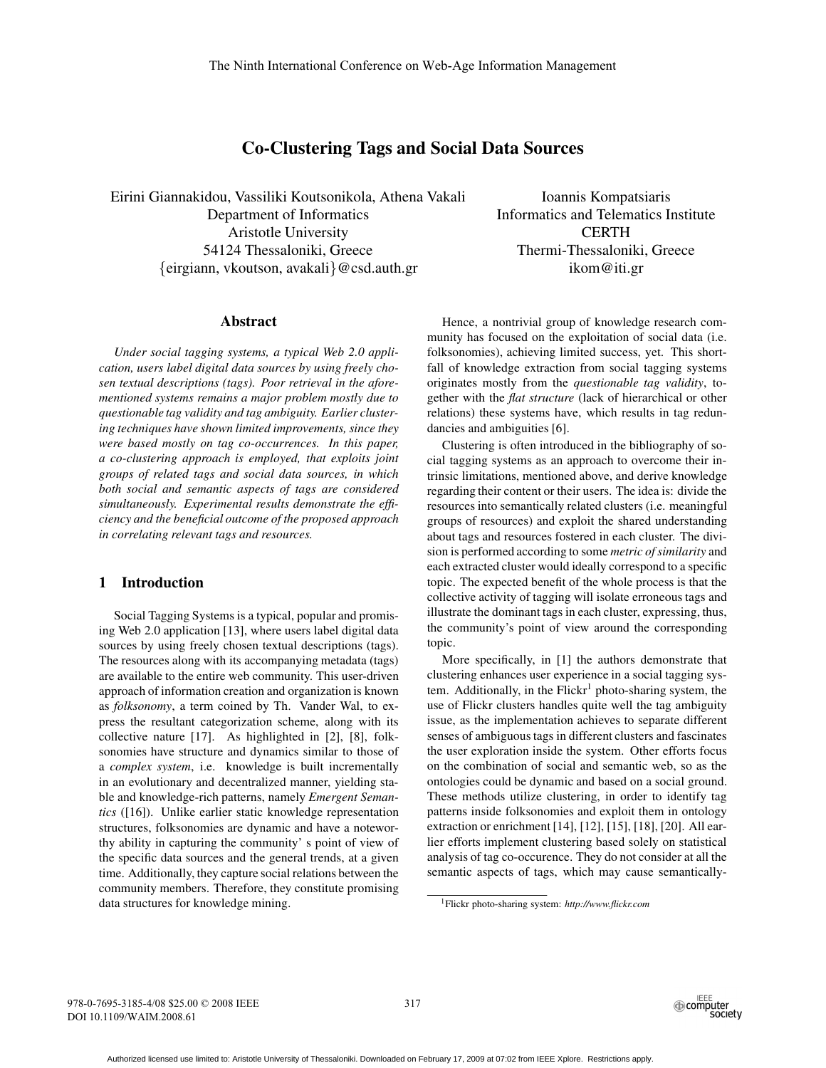# Co-Clustering Tags and Social Data Sources

Eirini Giannakidou, Vassiliki Koutsonikola, Athena Vakali
Department of Informatics
Aristotle University
54124 Thessaloniki, Greece
{eirgiann, vkoutson, avakali}@csd.auth.gr

Ioannis Kompatsiaris
Informatics and Telematics Institute
CERTH
Thermi-Thessaloniki, Greece
ikom@iti.gr

## Abstract

*Under social tagging systems, a typical Web 2.0 application, users label digital data sources by using freely chosen textual descriptions (tags). Poor retrieval in the aforementioned systems remains a major problem mostly due to questionable tag validity and tag ambiguity. Earlier clustering techniques have shown limited improvements, since they were based mostly on tag co-occurrences. In this paper, a co-clustering approach is employed, that exploits joint groups of related tags and social data sources, in which both social and semantic aspects of tags are considered simultaneously. Experimental results demonstrate the efficiency and the beneficial outcome of the proposed approach in correlating relevant tags and resources.*

## 1 Introduction

Social Tagging Systems is a typical, popular and promising Web 2.0 application [13], where users label digital data sources by using freely chosen textual descriptions (tags). The resources along with its accompanying metadata (tags) are available to the entire web community. This user-driven approach of information creation and organization is known as *folksonomy*, a term coined by Th. Vander Wal, to express the resultant categorization scheme, along with its collective nature [17]. As highlighted in [2], [8], folksonomies have structure and dynamics similar to those of a *complex system*, i.e. knowledge is built incrementally in an evolutionary and decentralized manner, yielding stable and knowledge-rich patterns, namely *Emergent Semantics* ([16]). Unlike earlier static knowledge representation structures, folksonomies are dynamic and have a noteworthy ability in capturing the community' s point of view of the specific data sources and the general trends, at a given time. Additionally, they capture social relations between the community members. Therefore, they constitute promising data structures for knowledge mining.

Hence, a nontrivial group of knowledge research community has focused on the exploitation of social data (i.e. folksonomies), achieving limited success, yet. This shortfall of knowledge extraction from social tagging systems originates mostly from the *questionable tag validity*, together with the *flat structure* (lack of hierarchical or other relations) these systems have, which results in tag redundancies and ambiguities [6].

Clustering is often introduced in the bibliography of social tagging systems as an approach to overcome their intrinsic limitations, mentioned above, and derive knowledge regarding their content or their users. The idea is: divide the resources into semantically related clusters (i.e. meaningful groups of resources) and exploit the shared understanding about tags and resources fostered in each cluster. The division is performed according to some *metric of similarity* and each extracted cluster would ideally correspond to a specific topic. The expected benefit of the whole process is that the collective activity of tagging will isolate erroneous tags and illustrate the dominant tags in each cluster, expressing, thus, the community's point of view around the corresponding topic.

More specifically, in [1] the authors demonstrate that clustering enhances user experience in a social tagging system. Additionally, in the Flickr[1] photo-sharing system, the use of Flickr clusters handles quite well the tag ambiguity issue, as the implementation achieves to separate different senses of ambiguous tags in different clusters and fascinates the user exploration inside the system. Other efforts focus on the combination of social and semantic web, so as the ontologies could be dynamic and based on a social ground. These methods utilize clustering, in order to identify tag patterns inside folksonomies and exploit them in ontology extraction or enrichment [14], [12], [15], [18], [20]. All earlier efforts implement clustering based solely on statistical analysis of tag co-occurence. They do not consider at all the semantic aspects of tags, which may cause semantically-

[1] Flickr photo-sharing system: *http://www.flickr.com*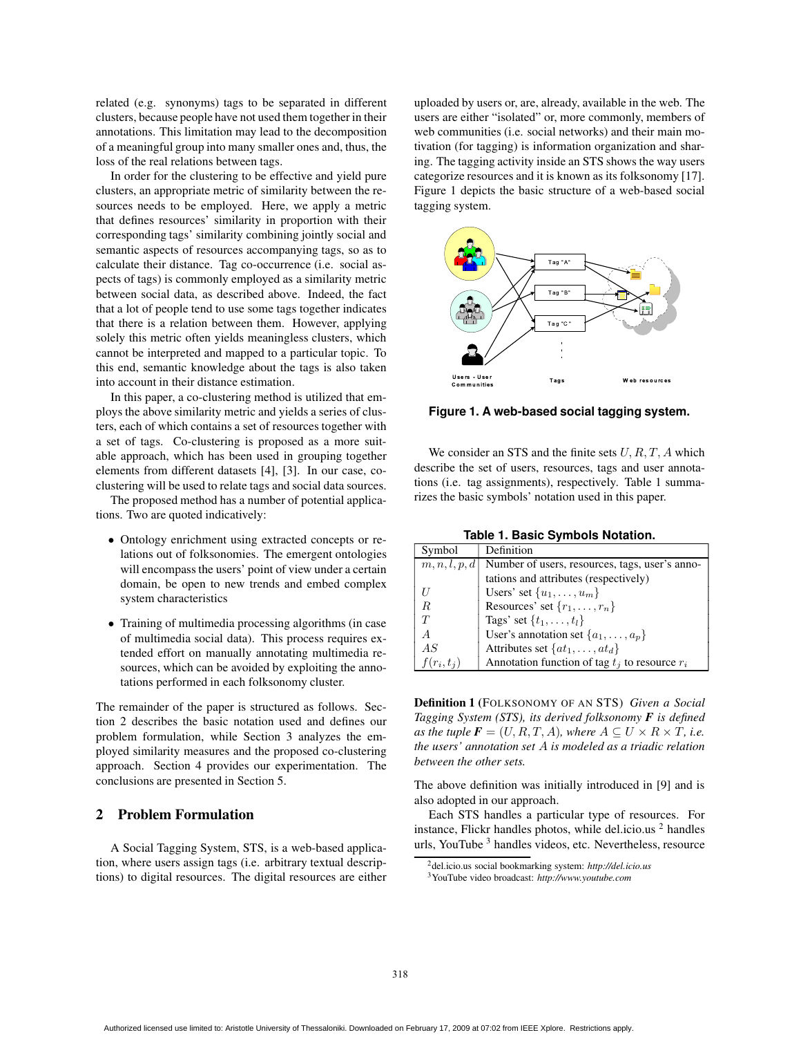related (e.g. synonyms) tags to be separated in different clusters, because people have not used them together in their annotations. This limitation may lead to the decomposition of a meaningful group into many smaller ones and, thus, the loss of the real relations between tags.

In order for the clustering to be effective and yield pure clusters, an appropriate metric of similarity between the resources needs to be employed. Here, we apply a metric that defines resources' similarity in proportion with their corresponding tags' similarity combining jointly social and semantic aspects of resources accompanying tags, so as to calculate their distance. Tag co-occurrence (i.e. social aspects of tags) is commonly employed as a similarity metric between social data, as described above. Indeed, the fact that a lot of people tend to use some tags together indicates that there is a relation between them. However, applying solely this metric often yields meaningless clusters, which cannot be interpreted and mapped to a particular topic. To this end, semantic knowledge about the tags is also taken into account in their distance estimation.

In this paper, a co-clustering method is utilized that employs the above similarity metric and yields a series of clusters, each of which contains a set of resources together with a set of tags. Co-clustering is proposed as a more suitable approach, which has been used in grouping together elements from different datasets [4], [3]. In our case, co-clustering will be used to relate tags and social data sources.

The proposed method has a number of potential applications. Two are quoted indicatively:

- Ontology enrichment using extracted concepts or relations out of folksonomies. The emergent ontologies will encompass the users' point of view under a certain domain, be open to new trends and embed complex system characteristics
- Training of multimedia processing algorithms (in case of multimedia social data). This process requires extended effort on manually annotating multimedia resources, which can be avoided by exploiting the annotations performed in each folksonomy cluster.

The remainder of the paper is structured as follows. Section 2 describes the basic notation used and defines our problem formulation, while Section 3 analyzes the employed similarity measures and the proposed co-clustering approach. Section 4 provides our experimentation. The conclusions are presented in Section 5.

## 2 Problem Formulation

A Social Tagging System, STS, is a web-based application, where users assign tags (i.e. arbitrary textual descriptions) to digital resources. The digital resources are either uploaded by users or, are, already, available in the web. The users are either "isolated" or, more commonly, members of web communities (i.e. social networks) and their main motivation (for tagging) is information organization and sharing. The tagging activity inside an STS shows the way users categorize resources and it is known as its folksonomy [17]. Figure 1 depicts the basic structure of a web-based social tagging system.

**Figure 1. A web-based social tagging system.**

We consider an STS and the finite sets $U, R, T, A$ which describe the set of users, resources, tags and user annotations (i.e. tag assignments), respectively. Table 1 summarizes the basic symbols' notation used in this paper.

**Table 1. Basic Symbols Notation.**

| Symbol | Definition |
|---|---|
| $m, n, l, p, d$ | Number of users, resources, tags, user's annotations and attributes (respectively) |
| $U$ | Users' set $\{u_1, \ldots, u_m\}$ |
| $R$ | Resources' set $\{r_1, \ldots, r_n\}$ |
| $T$ | Tags' set $\{t_1, \ldots, t_l\}$ |
| $A$ | User's annotation set $\{a_1, \ldots, a_p\}$ |
| $AS$ | Attributes set $\{at_1, \ldots, at_d\}$ |
| $f(r_i, t_j)$ | Annotation function of tag $t_j$ to resource $r_i$ |

**Definition 1** (FOLKSONOMY OF AN STS) *Given a Social Tagging System (STS), its derived folksonomy* $\boldsymbol{F}$ *is defined as the tuple* $\boldsymbol{F} = (U, R, T, A)$*, where* $A \subseteq U \times R \times T$*, i.e. the users' annotation set* $A$ *is modeled as a triadic relation between the other sets.*

The above definition was initially introduced in [9] and is also adopted in our approach.

Each STS handles a particular type of resources. For instance, Flickr handles photos, while del.icio.us [2] handles urls, YouTube [3] handles videos, etc. Nevertheless, resource

[2] del.icio.us social bookmarking system: *http://del.icio.us*

[3] YouTube video broadcast: *http://www.youtube.com*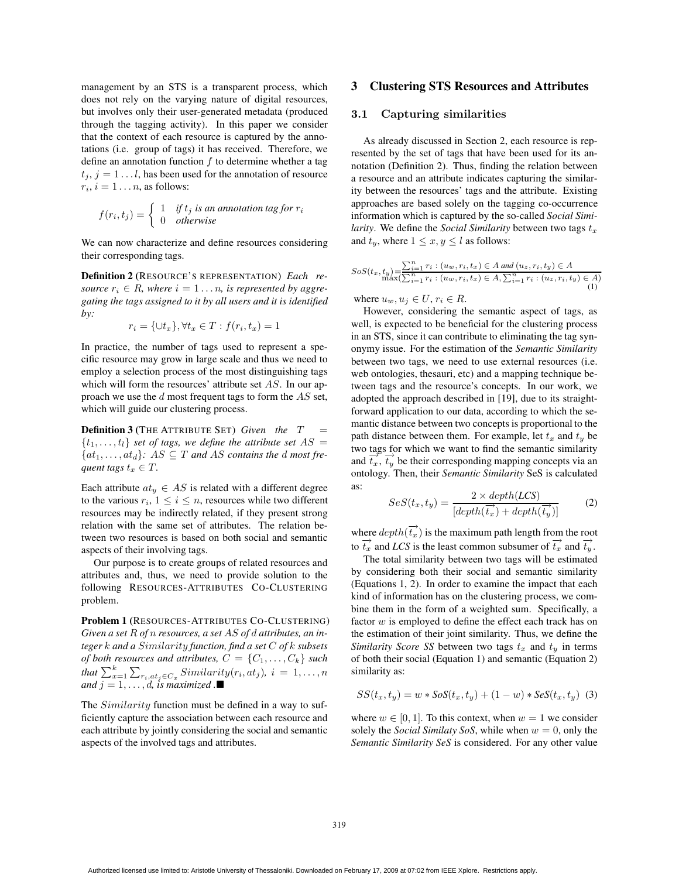management by an STS is a transparent process, which does not rely on the varying nature of digital resources, but involves only their user-generated metadata (produced through the tagging activity). In this paper we consider that the context of each resource is captured by the annotations (i.e. group of tags) it has received. Therefore, we define an annotation function $f$ to determine whether a tag $t_j, j = 1 \dots l$, has been used for the annotation of resource $r_i, i = 1 \dots n$, as follows:

$$f(r_i, t_j) = \begin{cases} 1 & \textit{if } t_j \textit{ is an annotation tag for } r_i \\ 0 & \textit{otherwise} \end{cases}$$

We can now characterize and define resources considering their corresponding tags.

**Definition 2** (RESOURCE'S REPRESENTATION) *Each resource $r_i \in R$, where $i = 1 \dots n$, is represented by aggregating the tags assigned to it by all users and it is identified by:*

$$r_i = \{\cup t_x\}, \forall t_x \in T : f(r_i, t_x) = 1$$

In practice, the number of tags used to represent a specific resource may grow in large scale and thus we need to employ a selection process of the most distinguishing tags which will form the resources' attribute set $AS$. In our approach we use the $d$ most frequent tags to form the $AS$ set, which will guide our clustering process.

**Definition 3** (THE ATTRIBUTE SET) *Given the $T = \{t_1, \dots, t_l\}$ set of tags, we define the attribute set $AS = \{at_1, \dots, at_d\}$: $AS \subseteq T$ and $AS$ contains the $d$ most frequent tags $t_x \in T$.*

Each attribute $at_y \in AS$ is related with a different degree to the various $r_i$, $1 \leq i \leq n$, resources while two different resources may be indirectly related, if they present strong relation with the same set of attributes. The relation between two resources is based on both social and semantic aspects of their involving tags.

Our purpose is to create groups of related resources and attributes and, thus, we need to provide solution to the following RESOURCES-ATTRIBUTES CO-CLUSTERING problem.

**Problem 1** (RESOURCES-ATTRIBUTES CO-CLUSTERING) *Given a set $R$ of $n$ resources, a set $AS$ of $d$ attributes, an integer $k$ and a $Similarity$ function, find a set $C$ of $k$ subsets of both resources and attributes, $C = \{C_1, \dots, C_k\}$ such that $\sum_{x=1}^{k} \sum_{r_i, at_j \in C_x} Similarity(r_i, at_j)$, $i = 1, \dots, n$ and $j = 1, \dots, d$, is maximized .*■

The $Similarity$ function must be defined in a way to sufficiently capture the association between each resource and each attribute by jointly considering the social and semantic aspects of the involved tags and attributes.

## 3 Clustering STS Resources and Attributes

### 3.1 Capturing similarities

As already discussed in Section 2, each resource is represented by the set of tags that have been used for its annotation (Definition 2). Thus, finding the relation between a resource and an attribute indicates capturing the similarity between the resources' tags and the attribute. Existing approaches are based solely on the tagging co-occurrence information which is captured by the so-called *Social Similarity*. We define the *Social Similarity* between two tags $t_x$ and $t_y$, where $1 \leq x, y \leq l$ as follows:

$$SoS(t_x, t_y) = \frac{\sum_{i=1}^{n} r_i : (u_w, r_i, t_x) \in A \textit{ and } (u_z, r_i, t_y) \in A}{\max(\sum_{i=1}^{n} r_i : (u_w, r_i, t_x) \in A, \sum_{i=1}^{n} r_i : (u_z, r_i, t_y) \in A)} \quad (1)$$

where $u_w, u_j \in U$, $r_i \in R$.

However, considering the semantic aspect of tags, as well, is expected to be beneficial for the clustering process in an STS, since it can contribute to eliminating the tag synonymy issue. For the estimation of the *Semantic Similarity* between two tags, we need to use external resources (i.e. web ontologies, thesauri, etc) and a mapping technique between tags and the resource's concepts. In our work, we adopted the approach described in [19], due to its straightforward application to our data, according to which the semantic distance between two concepts is proportional to the path distance between them. For example, let $t_x$ and $t_y$ be two tags for which we want to find the semantic similarity and $\overrightarrow{t_x}$, $\overrightarrow{t_y}$ be their corresponding mapping concepts via an ontology. Then, their *Semantic Similarity* SeS is calculated as:

$$SeS(t_x, t_y) = \frac{2 \times depth(\textit{LCS})}{[depth(\overrightarrow{t_x}) + depth(\overrightarrow{t_y})]} \quad (2)$$

where $depth(\overrightarrow{t_x})$ is the maximum path length from the root to $\overrightarrow{t_x}$ and *LCS* is the least common subsumer of $\overrightarrow{t_x}$ and $\overrightarrow{t_y}$.

The total similarity between two tags will be estimated by considering both their social and semantic similarity (Equations 1, 2). In order to examine the impact that each kind of information has on the clustering process, we combine them in the form of a weighted sum. Specifically, a factor $w$ is employed to define the effect each track has on the estimation of their joint similarity. Thus, we define the *Similarity Score SS* between two tags $t_x$ and $t_y$ in terms of both their social (Equation 1) and semantic (Equation 2) similarity as:

$$SS(t_x, t_y) = w * \textit{SoS}(t_x, t_y) + (1 - w) * \textit{SeS}(t_x, t_y) \quad (3)$$

where $w \in [0, 1]$. To this context, when $w = 1$ we consider solely the *Social Similaty SoS*, while when $w = 0$, only the *Semantic Similarity SeS* is considered. For any other value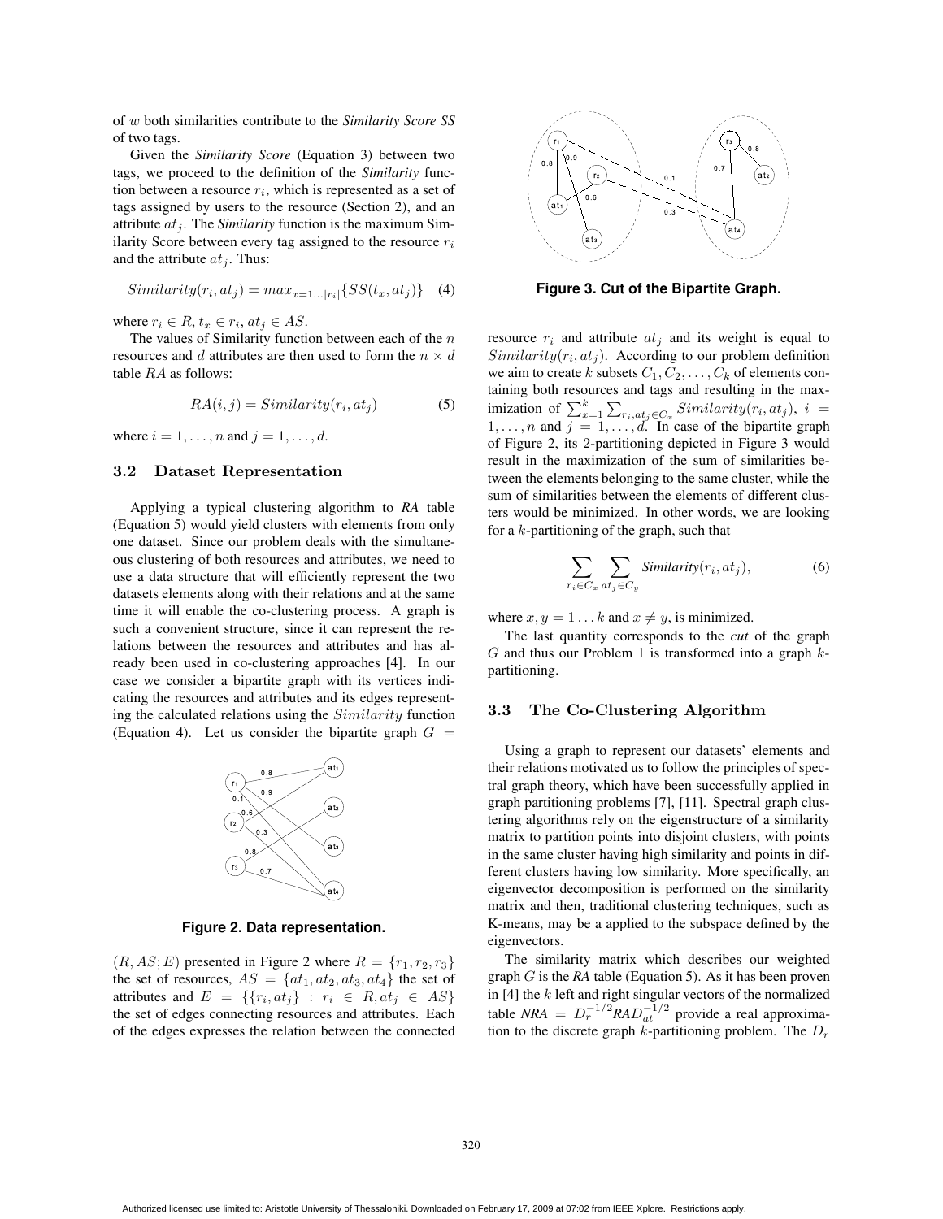of $w$ both similarities contribute to the ***Similarity Score SS*** of two tags.

Given the ***Similarity Score*** (Equation 3) between two tags, we proceed to the definition of the ***Similarity*** function between a resource $r_i$, which is represented as a set of tags assigned by users to the resource (Section 2), and an attribute $at_j$. The ***Similarity*** function is the maximum Similarity Score between every tag assigned to the resource $r_i$ and the attribute $at_j$. Thus:

$$Similarity(r_i, at_j) = max_{x=1...|r_i|}\{SS(t_x, at_j)\} \quad (4)$$

where $r_i \in R$, $t_x \in r_i$, $at_j \in AS$.

The values of Similarity function between each of the $n$ resources and $d$ attributes are then used to form the $n \times d$ table $RA$ as follows:

$$RA(i, j) = Similarity(r_i, at_j) \quad (5)$$

where $i = 1, \ldots, n$ and $j = 1, \ldots, d$.

### 3.2 Dataset Representation

Applying a typical clustering algorithm to ***RA*** table (Equation 5) would yield clusters with elements from only one dataset. Since our problem deals with the simultaneous clustering of both resources and attributes, we need to use a data structure that will efficiently represent the two datasets elements along with their relations and at the same time it will enable the co-clustering process. A graph is such a convenient structure, since it can represent the relations between the resources and attributes and has already been used in co-clustering approaches [4]. In our case we consider a bipartite graph with its vertices indicating the resources and attributes and its edges representing the calculated relations using the $Similarity$ function (Equation 4). Let us consider the bipartite graph $G = (R, AS; E)$ presented in Figure 2 where $R = \{r_1, r_2, r_3\}$ the set of resources, $AS = \{at_1, at_2, at_3, at_4\}$ the set of attributes and $E = \{\{r_i, at_j\} : r_i \in R, at_j \in AS\}$ the set of edges connecting resources and attributes. Each of the edges expresses the relation between the connected resource $r_i$ and attribute $at_j$ and its weight is equal to $Similarity(r_i, at_j)$. According to our problem definition we aim to create $k$ subsets $C_1, C_2, \ldots, C_k$ of elements containing both resources and tags and resulting in the maximization of $\sum_{x=1}^{k} \sum_{r_i, at_j \in C_x} Similarity(r_i, at_j)$, $i = 1, \ldots, n$ and $j = 1, \ldots, d$. In case of the bipartite graph of Figure 2, its 2-partitioning depicted in Figure 3 would result in the maximization of the sum of similarities between the elements belonging to the same cluster, while the sum of similarities between the elements of different clusters would be minimized. In other words, we are looking for a $k$-partitioning of the graph, such that

**Figure 2. Data representation.**

**Figure 3. Cut of the Bipartite Graph.**

$$\sum_{r_i \in C_x} \sum_{at_j \in C_y} \textit{Similarity}(r_i, at_j), \quad (6)$$

where $x, y = 1 \ldots k$ and $x \neq y$, is minimized.

The last quantity corresponds to the *cut* of the graph $G$ and thus our Problem 1 is transformed into a graph $k$-partitioning.

### 3.3 The Co-Clustering Algorithm

Using a graph to represent our datasets' elements and their relations motivated us to follow the principles of spectral graph theory, which have been successfully applied in graph partitioning problems [7], [11]. Spectral graph clustering algorithms rely on the eigenstructure of a similarity matrix to partition points into disjoint clusters, with points in the same cluster having high similarity and points in different clusters having low similarity. More specifically, an eigenvector decomposition is performed on the similarity matrix and then, traditional clustering techniques, such as K-means, may be a applied to the subspace defined by the eigenvectors.

The similarity matrix which describes our weighted graph $G$ is the ***RA*** table (Equation 5). As it has been proven in [4] the $k$ left and right singular vectors of the normalized table ***NRA*** $= D_r^{-1/2}$***RA***$D_{at}^{-1/2}$ provide a real approximation to the discrete graph $k$-partitioning problem. The $D_r$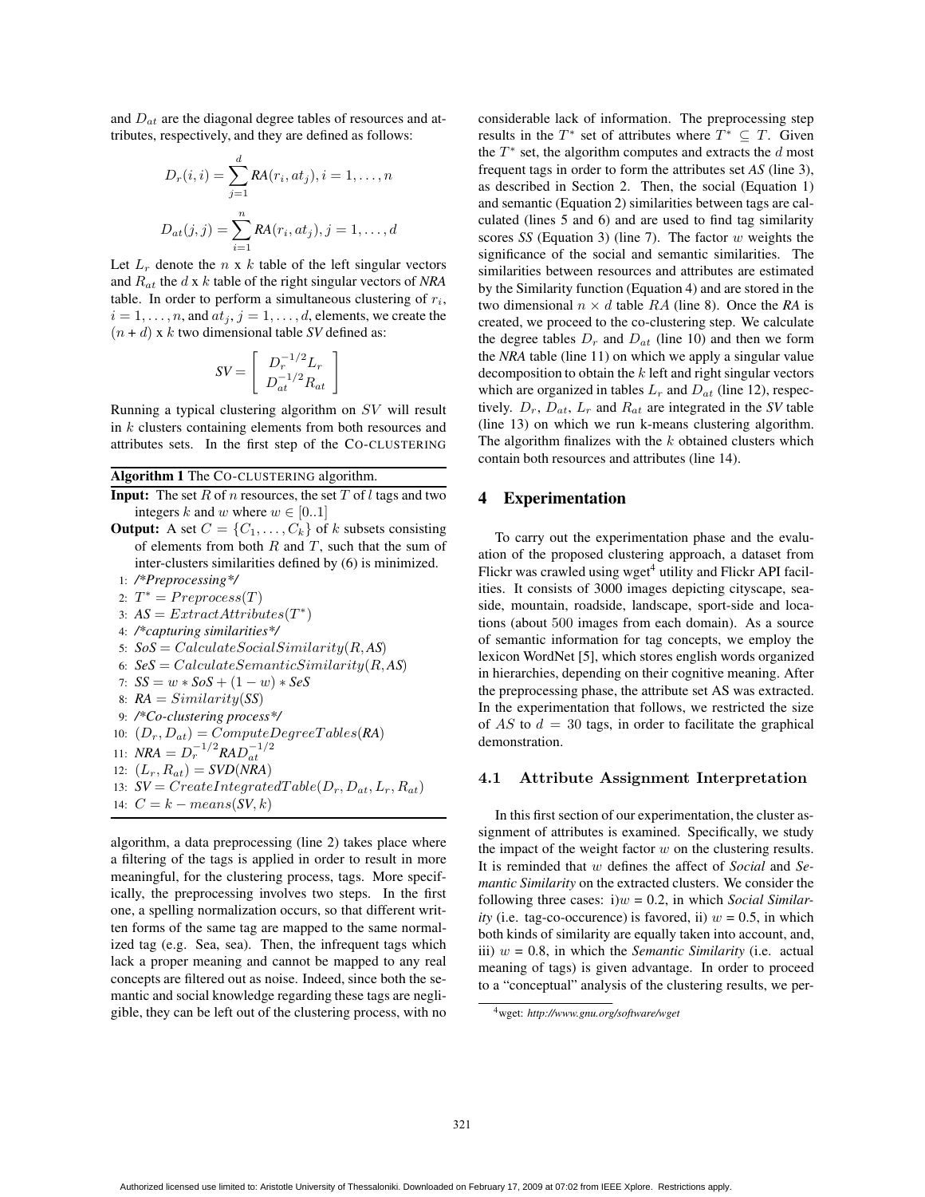and $D_{at}$ are the diagonal degree tables of resources and attributes, respectively, and they are defined as follows:

$$D_r(i,i) = \sum_{j=1}^{d} \textit{RA}(r_i, at_j), i = 1, \ldots, n$$

$$D_{at}(j,j) = \sum_{i=1}^{n} \textit{RA}(r_i, at_j), j = 1, \ldots, d$$

Let $L_r$ denote the $n$ x $k$ table of the left singular vectors and $R_{at}$ the $d$ x $k$ table of the right singular vectors of *NRA* table. In order to perform a simultaneous clustering of $r_i$, $i = 1, \ldots, n$, and $at_j$, $j = 1, \ldots, d$, elements, we create the $(n + d)$ x $k$ two dimensional table *SV* defined as:

$$\textit{SV} = \begin{bmatrix} D_r^{-1/2} L_r \\ D_{at}^{-1/2} R_{at} \end{bmatrix}$$

Running a typical clustering algorithm on $SV$ will result in $k$ clusters containing elements from both resources and attributes sets. In the first step of the CO-CLUSTERING algorithm, a data preprocessing (line 2) takes place where a filtering of the tags is applied in order to result in more meaningful, for the clustering process, tags. More specifically, the preprocessing involves two steps. In the first one, a spelling normalization occurs, so that different written forms of the same tag are mapped to the same normalized tag (e.g. Sea, sea). Then, the infrequent tags which lack a proper meaning and cannot be mapped to any real concepts are filtered out as noise. Indeed, since both the semantic and social knowledge regarding these tags are negligible, they can be left out of the clustering process, with no considerable lack of information. The preprocessing step results in the $T^*$ set of attributes where $T^* \subseteq T$. Given the $T^*$ set, the algorithm computes and extracts the $d$ most frequent tags in order to form the attributes set *AS* (line 3), as described in Section 2. Then, the social (Equation 1) and semantic (Equation 2) similarities between tags are calculated (lines 5 and 6) and are used to find tag similarity scores *SS* (Equation 3) (line 7). The factor $w$ weights the significance of the social and semantic similarities. The similarities between resources and attributes are estimated by the Similarity function (Equation 4) and are stored in the two dimensional $n \times d$ table $RA$ (line 8). Once the *RA* is created, we proceed to the co-clustering step. We calculate the degree tables $D_r$ and $D_{at}$ (line 10) and then we form the *NRA* table (line 11) on which we apply a singular value decomposition to obtain the $k$ left and right singular vectors which are organized in tables $L_r$ and $D_{at}$ (line 12), respectively. $D_r$, $D_{at}$, $L_r$ and $R_{at}$ are integrated in the *SV* table (line 13) on which we run k-means clustering algorithm. The algorithm finalizes with the $k$ obtained clusters which contain both resources and attributes (line 14).

**Algorithm 1** The CO-CLUSTERING algorithm.

**Input:** The set $R$ of $n$ resources, the set $T$ of $l$ tags and two integers $k$ and $w$ where $w \in [0..1]$

**Output:** A set $C = \{C_1, \ldots, C_k\}$ of $k$ subsets consisting of elements from both $R$ and $T$, such that the sum of inter-clusters similarities defined by (6) is minimized.

1: */\*Preprocessing\*/*
2: $T^* = Preprocess(T)$
3: $\textit{AS} = ExtractAttributes(T^*)$
4: */\*capturing similarities\*/*
5: $\textit{SoS} = CalculateSocialSimilarity(R, \textit{AS})$
6: $\textit{SeS} = CalculateSemanticSimilarity(R, \textit{AS})$
7: $\textit{SS} = w * \textit{SoS} + (1 - w) * \textit{SeS}$
8: $\textit{RA} = Similarity(\textit{SS})$
9: */\*Co-clustering process\*/*
10: $(D_r, D_{at}) = ComputeDegreeTables(\textit{RA})$
11: $\textit{NRA} = D_r^{-1/2} \textit{RA} D_{at}^{-1/2}$
12: $(L_r, R_{at}) = \textit{SVD}(\textit{NRA})$
13: $\textit{SV} = CreateIntegratedTable(D_r, D_{at}, L_r, R_{at})$
14: $C = k - means(\textit{SV}, k)$

## 4 Experimentation

To carry out the experimentation phase and the evaluation of the proposed clustering approach, a dataset from Flickr was crawled using wget[4] utility and Flickr API facilities. It consists of 3000 images depicting cityscape, seaside, mountain, roadside, landscape, sport-side and locations (about 500 images from each domain). As a source of semantic information for tag concepts, we employ the lexicon WordNet [5], which stores english words organized in hierarchies, depending on their cognitive meaning. After the preprocessing phase, the attribute set AS was extracted. In the experimentation that follows, we restricted the size of $AS$ to $d = 30$ tags, in order to facilitate the graphical demonstration.

### 4.1 Attribute Assignment Interpretation

In this first section of our experimentation, the cluster assignment of attributes is examined. Specifically, we study the impact of the weight factor $w$ on the clustering results. It is reminded that $w$ defines the affect of *Social* and *Semantic Similarity* on the extracted clusters. We consider the following three cases: i)$w$ = 0.2, in which *Social Similarity* (i.e. tag-co-occurence) is favored, ii) $w$ = 0.5, in which both kinds of similarity are equally taken into account, and, iii) $w$ = 0.8, in which the *Semantic Similarity* (i.e. actual meaning of tags) is given advantage. In order to proceed to a "conceptual" analysis of the clustering results, we per-

[4] wget: *http://www.gnu.org/software/wget*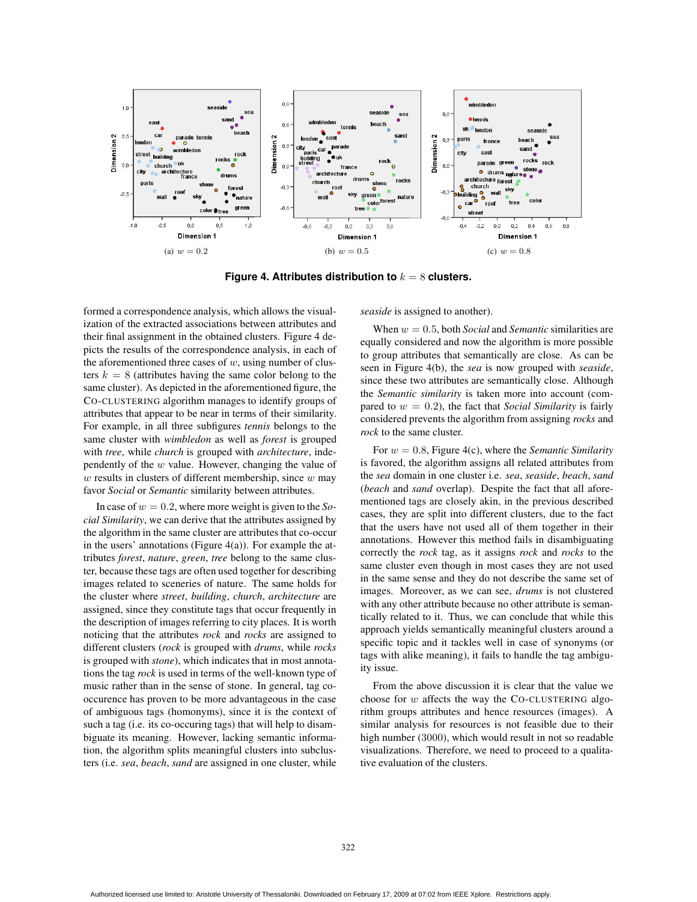(a) $w = 0.2$

(b) $w = 0.5$

(c) $w = 0.8$

**Figure 4. Attributes distribution to $k = 8$ clusters.**

formed a correspondence analysis, which allows the visualization of the extracted associations between attributes and their final assignment in the obtained clusters. Figure 4 depicts the results of the correspondence analysis, in each of the aforementioned three cases of $w$, using number of clusters $k = 8$ (attributes having the same color belong to the same cluster). As depicted in the aforementioned figure, the CO-CLUSTERING algorithm manages to identify groups of attributes that appear to be near in terms of their similarity. For example, in all three subfigures *tennis* belongs to the same cluster with *wimbledon* as well as *forest* is grouped with *tree*, while *church* is grouped with *architecture*, independently of the $w$ value. However, changing the value of $w$ results in clusters of different membership, since $w$ may favor *Social* or *Semantic* similarity between attributes.

In case of $w = 0.2$, where more weight is given to the *Social Similarity*, we can derive that the attributes assigned by the algorithm in the same cluster are attributes that co-occur in the users' annotations (Figure 4(a)). For example the attributes *forest*, *nature*, *green*, *tree* belong to the same cluster, because these tags are often used together for describing images related to sceneries of nature. The same holds for the cluster where *street*, *building*, *church*, *architecture* are assigned, since they constitute tags that occur frequently in the description of images referring to city places. It is worth noticing that the attributes *rock* and *rocks* are assigned to different clusters (*rock* is grouped with *drums*, while *rocks* is grouped with *stone*), which indicates that in most annotations the tag *rock* is used in terms of the well-known type of music rather than in the sense of stone. In general, tag co-occurence has proven to be more advantageous in the case of ambiguous tags (homonyms), since it is the context of such a tag (i.e. its co-occuring tags) that will help to disambiguate its meaning. However, lacking semantic information, the algorithm splits meaningful clusters into subclusters (i.e. *sea*, *beach*, *sand* are assigned in one cluster, while *seaside* is assigned to another).

When $w = 0.5$, both *Social* and *Semantic* similarities are equally considered and now the algorithm is more possible to group attributes that semantically are close. As can be seen in Figure 4(b), the *sea* is now grouped with *seaside*, since these two attributes are semantically close. Although the *Semantic similarity* is taken more into account (compared to $w = 0.2$), the fact that *Social Similarity* is fairly considered prevents the algorithm from assigning *rocks* and *rock* to the same cluster.

For $w = 0.8$, Figure 4(c), where the *Semantic Similarity* is favored, the algorithm assigns all related attributes from the *sea* domain in one cluster i.e. *sea*, *seaside*, *beach*, *sand* (*beach* and *sand* overlap). Despite the fact that all aforementioned tags are closely akin, in the previous described cases, they are split into different clusters, due to the fact that the users have not used all of them together in their annotations. However this method fails in disambiguating correctly the *rock* tag, as it assigns *rock* and *rocks* to the same cluster even though in most cases they are not used in the same sense and they do not describe the same set of images. Moreover, as we can see, *drums* is not clustered with any other attribute because no other attribute is semantically related to it. Thus, we can conclude that while this approach yields semantically meaningful clusters around a specific topic and it tackles well in case of synonyms (or tags with alike meaning), it fails to handle the tag ambiguity issue.

From the above discussion it is clear that the value we choose for $w$ affects the way the CO-CLUSTERING algorithm groups attributes and hence resources (images). A similar analysis for resources is not feasible due to their high number (3000), which would result in not so readable visualizations. Therefore, we need to proceed to a qualitative evaluation of the clusters.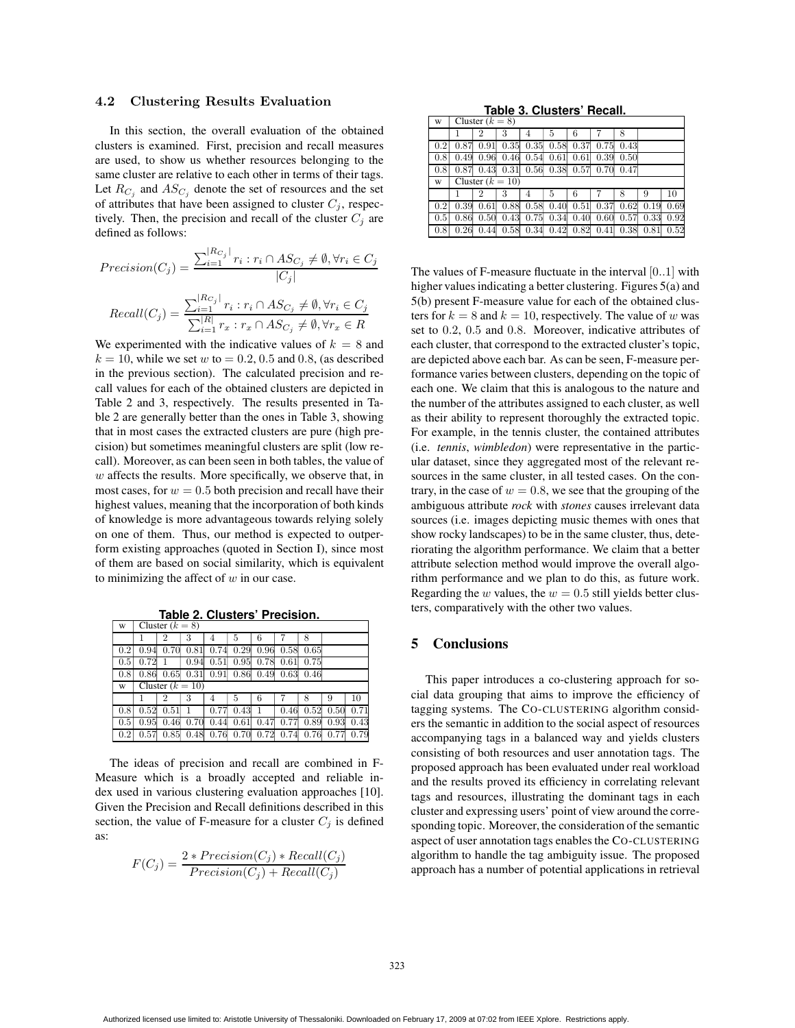### 4.2 Clustering Results Evaluation

In this section, the overall evaluation of the obtained clusters is examined. First, precision and recall measures are used, to show us whether resources belonging to the same cluster are relative to each other in terms of their tags. Let $R_{C_j}$ and $AS_{C_j}$ denote the set of resources and the set of attributes that have been assigned to cluster $C_j$, respectively. Then, the precision and recall of the cluster $C_j$ are defined as follows:

$$Precision(C_j) = \frac{\sum_{i=1}^{|R_{C_j}|} r_i : r_i \cap AS_{C_j} \neq \emptyset, \forall r_i \in C_j}{|C_j|}$$

$$Recall(C_j) = \frac{\sum_{i=1}^{|R_{C_j}|} r_i : r_i \cap AS_{C_j} \neq \emptyset, \forall r_i \in C_j}{\sum_{i=1}^{|R|} r_x : r_x \cap AS_{C_j} \neq \emptyset, \forall r_x \in R}$$

We experimented with the indicative values of $k = 8$ and $k = 10$, while we set $w$ to $= 0.2$, $0.5$ and $0.8$, (as described in the previous section). The calculated precision and recall values for each of the obtained clusters are depicted in Table 2 and 3, respectively. The results presented in Table 2 are generally better than the ones in Table 3, showing that in most cases the extracted clusters are pure (high precision) but sometimes meaningful clusters are split (low recall). Moreover, as can been seen in both tables, the value of $w$ affects the results. More specifically, we observe that, in most cases, for $w = 0.5$ both precision and recall have their highest values, meaning that the incorporation of both kinds of knowledge is more advantageous towards relying solely on one of them. Thus, our method is expected to outperform existing approaches (quoted in Section I), since most of them are based on social similarity, which is equivalent to minimizing the affect of $w$ in our case.

**Table 2. Clusters' Precision.**

| w | Cluster ($k = 8$) | | | | | | | | | |
|---|---|---|---|---|---|---|---|---|---|---|
| | 1 | 2 | 3 | 4 | 5 | 6 | 7 | 8 | | |
| 0.2 | 0.94 | 0.70 | 0.81 | 0.74 | 0.29 | 0.96 | 0.58 | 0.65 | | |
| 0.5 | 0.72 | 1 | 0.94 | 0.51 | 0.95 | 0.78 | 0.61 | 0.75 | | |
| 0.8 | 0.86 | 0.65 | 0.31 | 0.91 | 0.86 | 0.49 | 0.63 | 0.46 | | |
| w | Cluster ($k = 10$) | | | | | | | | | |
| | 1 | 2 | 3 | 4 | 5 | 6 | 7 | 8 | 9 | 10 |
| 0.8 | 0.52 | 0.51 | 1 | 0.77 | 0.43 | 1 | 0.46 | 0.52 | 0.50 | 0.71 |
| 0.5 | 0.95 | 0.46 | 0.70 | 0.44 | 0.61 | 0.47 | 0.77 | 0.89 | 0.93 | 0.43 |
| 0.2 | 0.57 | 0.85 | 0.48 | 0.76 | 0.70 | 0.72 | 0.74 | 0.76 | 0.77 | 0.79 |

The ideas of precision and recall are combined in F-Measure which is a broadly accepted and reliable index used in various clustering evaluation approaches [10]. Given the Precision and Recall definitions described in this section, the value of F-measure for a cluster $C_j$ is defined as:

$$F(C_j) = \frac{2 * Precision(C_j) * Recall(C_j)}{Precision(C_j) + Recall(C_j)}$$

**Table 3. Clusters' Recall.**

| w | Cluster ($k = 8$) | | | | | | | | | |
|---|---|---|---|---|---|---|---|---|---|---|
| | 1 | 2 | 3 | 4 | 5 | 6 | 7 | 8 | | |
| 0.2 | 0.87 | 0.91 | 0.35 | 0.35 | 0.58 | 0.37 | 0.75 | 0.43 | | |
| 0.8 | 0.49 | 0.96 | 0.46 | 0.54 | 0.61 | 0.61 | 0.39 | 0.50 | | |
| 0.8 | 0.87 | 0.43 | 0.31 | 0.56 | 0.38 | 0.57 | 0.70 | 0.47 | | |
| w | Cluster ($k = 10$) | | | | | | | | | |
| | 1 | 2 | 3 | 4 | 5 | 6 | 7 | 8 | 9 | 10 |
| 0.2 | 0.39 | 0.61 | 0.88 | 0.58 | 0.40 | 0.51 | 0.37 | 0.62 | 0.19 | 0.69 |
| 0.5 | 0.86 | 0.50 | 0.43 | 0.75 | 0.34 | 0.40 | 0.60 | 0.57 | 0.33 | 0.92 |
| 0.8 | 0.26 | 0.44 | 0.58 | 0.34 | 0.42 | 0.82 | 0.41 | 0.38 | 0.81 | 0.52 |

The values of F-measure fluctuate in the interval $[0..1]$ with higher values indicating a better clustering. Figures 5(a) and 5(b) present F-measure value for each of the obtained clusters for $k = 8$ and $k = 10$, respectively. The value of $w$ was set to 0.2, 0.5 and 0.8. Moreover, indicative attributes of each cluster, that correspond to the extracted cluster's topic, are depicted above each bar. As can be seen, F-measure performance varies between clusters, depending on the topic of each one. We claim that this is analogous to the nature and the number of the attributes assigned to each cluster, as well as their ability to represent thoroughly the extracted topic. For example, in the tennis cluster, the contained attributes (i.e. *tennis*, *wimbledon*) were representative in the particular dataset, since they aggregated most of the relevant resources in the same cluster, in all tested cases. On the contrary, in the case of $w = 0.8$, we see that the grouping of the ambiguous attribute *rock* with *stones* causes irrelevant data sources (i.e. images depicting music themes with ones that show rocky landscapes) to be in the same cluster, thus, deteriorating the algorithm performance. We claim that a better attribute selection method would improve the overall algorithm performance and we plan to do this, as future work. Regarding the $w$ values, the $w = 0.5$ still yields better clusters, comparatively with the other two values.

## 5 Conclusions

This paper introduces a co-clustering approach for social data grouping that aims to improve the efficiency of tagging systems. The CO-CLUSTERING algorithm considers the semantic in addition to the social aspect of resources accompanying tags in a balanced way and yields clusters consisting of both resources and user annotation tags. The proposed approach has been evaluated under real workload and the results proved its efficiency in correlating relevant tags and resources, illustrating the dominant tags in each cluster and expressing users' point of view around the corresponding topic. Moreover, the consideration of the semantic aspect of user annotation tags enables the CO-CLUSTERING algorithm to handle the tag ambiguity issue. The proposed approach has a number of potential applications in retrieval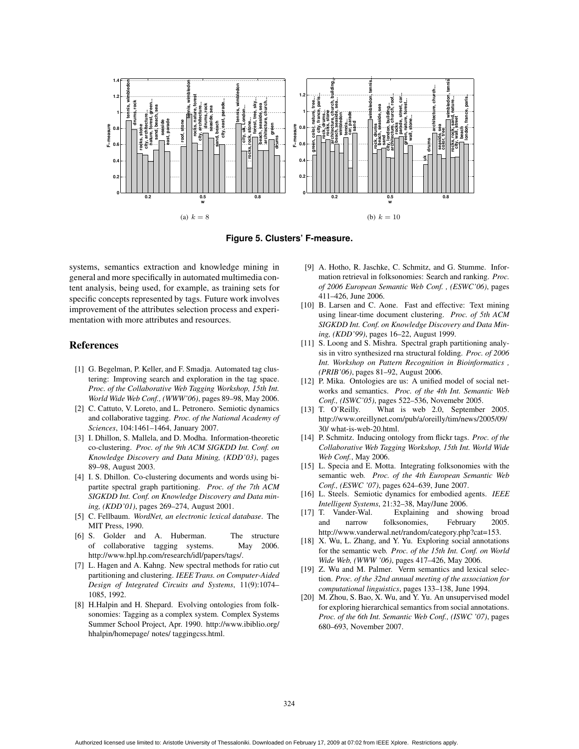F-measure

0
0.2
0.4
0.6
0.8
1
1.2
1.4

0.2
0.5
0.8
w

tennis, wimbledon
drums, rock
rocks, stone
city, architecture..
nature, forest, green..
sand, beach, sea
seaside
east, parade
roof, stone
tennis, wimbledon
rocks, nature, forest
city, architecture..
drums, rock
seaside, sea
sand, beach
city, east, parade..
tennis, wimbledon
city, uk, London..
rocks, rock, stone..
forest, tree, sky..
beach, seaside, sea
architecture, church..
green
drums

(a) $k = 8$

F-measure

0
0.2
0.4
0.6
0.8
1
1.2

0.2
0.5
0.8
w

green, color, nature, tree..
city, france, paris..
rock, drums..
rocks, stone
architecture, church, building..
beach, seaside, sea..
wimbledon
tennis..
car, parade
sand
wimbledon, tennis..
rock, drums
beach, seaside, sea
sand
city, london, building..
architecture, church, roof..
rocks
parade, street, car..
green, nature, forest..
wall, stone..
uk
drums
architecture, church..
seaside, sea
color, tree
wimbledon, tennis
rocks, rock, sand, nature..
city, wall, street
beach
london, france, paris..

(b) $k = 10$

**Figure 5. Clusters' F-measure.**

systems, semantics extraction and knowledge mining in general and more specifically in automated multimedia content analysis, being used, for example, as training sets for specific concepts represented by tags. Future work involves improvement of the attributes selection process and experimentation with more attributes and resources.

## References

[1] G. Begelman, P. Keller, and F. Smadja. Automated tag clustering: Improving search and exploration in the tag space. *Proc. of the Collaborative Web Tagging Workshop, 15th Int. World Wide Web Conf., (WWW'06)*, pages 89–98, May 2006.

[2] C. Cattuto, V. Loreto, and L. Petronero. Semiotic dynamics and collaborative tagging. *Proc. of the National Academy of Sciences*, 104:1461–1464, January 2007.

[3] I. Dhillon, S. Mallela, and D. Modha. Information-theoretic co-clustering. *Proc. of the 9th ACM SIGKDD Int. Conf. on Knowledge Discovery and Data Mining, (KDD'03)*, pages 89–98, August 2003.

[4] I. S. Dhillon. Co-clustering documents and words using bipartite spectral graph partitioning. *Proc. of the 7th ACM SIGKDD Int. Conf. on Knowledge Discovery and Data mining, (KDD'01)*, pages 269–274, August 2001.

[5] C. Fellbaum. *WordNet, an electronic lexical database*. The MIT Press, 1990.

[6] S. Golder and A. Huberman. The structure of collaborative tagging systems. May 2006. http://www.hpl.hp.com/research/idl/papers/tags/.

[7] L. Hagen and A. Kahng. New spectral methods for ratio cut partitioning and clustering. *IEEE Trans. on Computer-Aided Design of Integrated Circuits and Systems*, 11(9):1074–1085, 1992.

[8] H.Halpin and H. Shepard. Evolving ontologies from folksonomies: Tagging as a complex system. Complex Systems Summer School Project, Apr. 1990. http://www.ibiblio.org/hhalpin/homepage/ notes/ taggingcss.html.

[9] A. Hotho, R. Jaschke, C. Schmitz, and G. Stumme. Information retrieval in folksonomies: Search and ranking. *Proc. of 2006 European Semantic Web Conf. , (ESWC'06)*, pages 411–426, June 2006.

[10] B. Larsen and C. Aone. Fast and effective: Text mining using linear-time document clustering. *Proc. of 5th ACM SIGKDD Int. Conf. on Knowledge Discovery and Data Mining, (KDD'99)*, pages 16–22, August 1999.

[11] S. Loong and S. Mishra. Spectral graph partitioning analysis in vitro synthesized rna structural folding. *Proc. of 2006 Int. Workshop on Pattern Recognition in Bioinformatics , (PRIB'06)*, pages 81–92, August 2006.

[12] P. Mika. Ontologies are us: A unified model of social networks and semantics. *Proc. of the 4th Int. Semantic Web Conf., (ISWC'05)*, pages 522–536, Novemebr 2005.

[13] T. O'Reilly. What is web 2.0, September 2005. http://www.oreillynet.com/pub/a/oreilly/tim/news/2005/09/30/ what-is-web-20.html.

[14] P. Schmitz. Inducing ontology from flickr tags. *Proc. of the Collaborative Web Tagging Workshop, 15th Int. World Wide Web Conf.*, May 2006.

[15] L. Specia and E. Motta. Integrating folksonomies with the semantic web. *Proc. of the 4th European Semantic Web Conf., (ESWC '07)*, pages 624–639, June 2007.

[16] L. Steels. Semiotic dynamics for embodied agents. *IEEE Intelligent Systems*, 21:32–38, May/June 2006.

[17] T. Vander-Wal. Explaining and showing broad and narrow folksonomies, February 2005. http://www.vanderwal.net/random/category.php?cat=153.

[18] X. Wu, L. Zhang, and Y. Yu. Exploring social annotations for the semantic web. *Proc. of the 15th Int. Conf. on World Wide Web, (WWW '06)*, pages 417–426, May 2006.

[19] Z. Wu and M. Palmer. Verm semantics and lexical selection. *Proc. of the 32nd annual meeting of the association for computational linguistics*, pages 133–138, June 1994.

[20] M. Zhou, S. Bao, X. Wu, and Y. Yu. An unsupervised model for exploring hierarchical semantics from social annotations. *Proc. of the 6th Int. Semantic Web Conf., (ISWC '07)*, pages 680–693, November 2007.